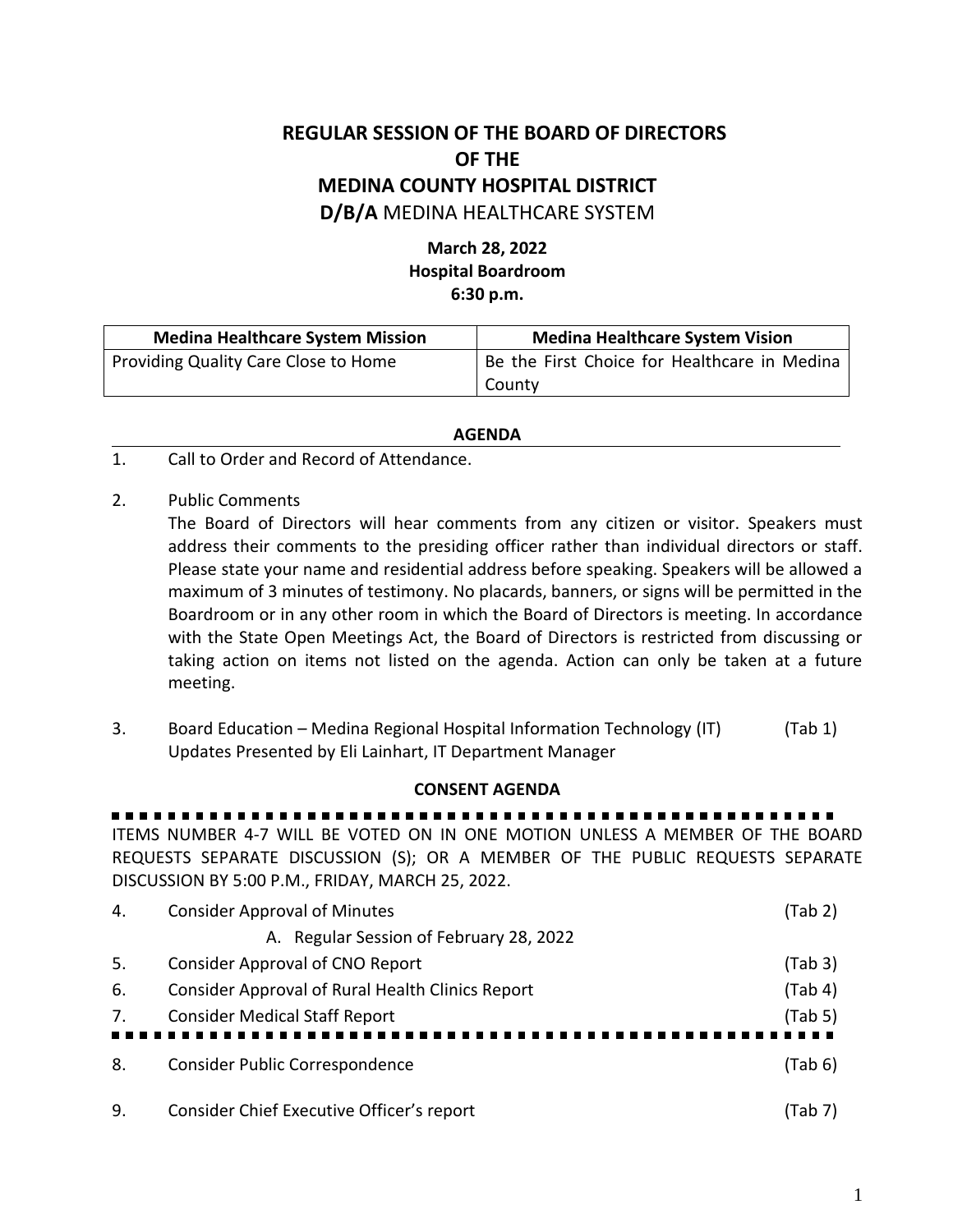# REGULAR SESSION OF THE BOARD OF DIRECTORS
# OF THE
# MEDINA COUNTY HOSPITAL DISTRICT
## D/B/A MEDINA HEALTHCARE SYSTEM

**March 28, 2022**
**Hospital Boardroom**
**6:30 p.m.**

| Medina Healthcare System Mission | Medina Healthcare System Vision |
| --- | --- |
| Providing Quality Care Close to Home | Be the First Choice for Healthcare in Medina County |

**AGENDA**

1. Call to Order and Record of Attendance.

2. Public Comments
   The Board of Directors will hear comments from any citizen or visitor. Speakers must address their comments to the presiding officer rather than individual directors or staff. Please state your name and residential address before speaking. Speakers will be allowed a maximum of 3 minutes of testimony. No placards, banners, or signs will be permitted in the Boardroom or in any other room in which the Board of Directors is meeting. In accordance with the State Open Meetings Act, the Board of Directors is restricted from discussing or taking action on items not listed on the agenda. Action can only be taken at a future meeting.

3. Board Education – Medina Regional Hospital Information Technology (IT) Updates Presented by Eli Lainhart, IT Department Manager (Tab 1)

**CONSENT AGENDA**

ITEMS NUMBER 4-7 WILL BE VOTED ON IN ONE MOTION UNLESS A MEMBER OF THE BOARD REQUESTS SEPARATE DISCUSSION (S); OR A MEMBER OF THE PUBLIC REQUESTS SEPARATE DISCUSSION BY 5:00 P.M., FRIDAY, MARCH 25, 2022.

4. Consider Approval of Minutes (Tab 2)
   A. Regular Session of February 28, 2022
5. Consider Approval of CNO Report (Tab 3)
6. Consider Approval of Rural Health Clinics Report (Tab 4)
7. Consider Medical Staff Report (Tab 5)

8. Consider Public Correspondence (Tab 6)

9. Consider Chief Executive Officer's report (Tab 7)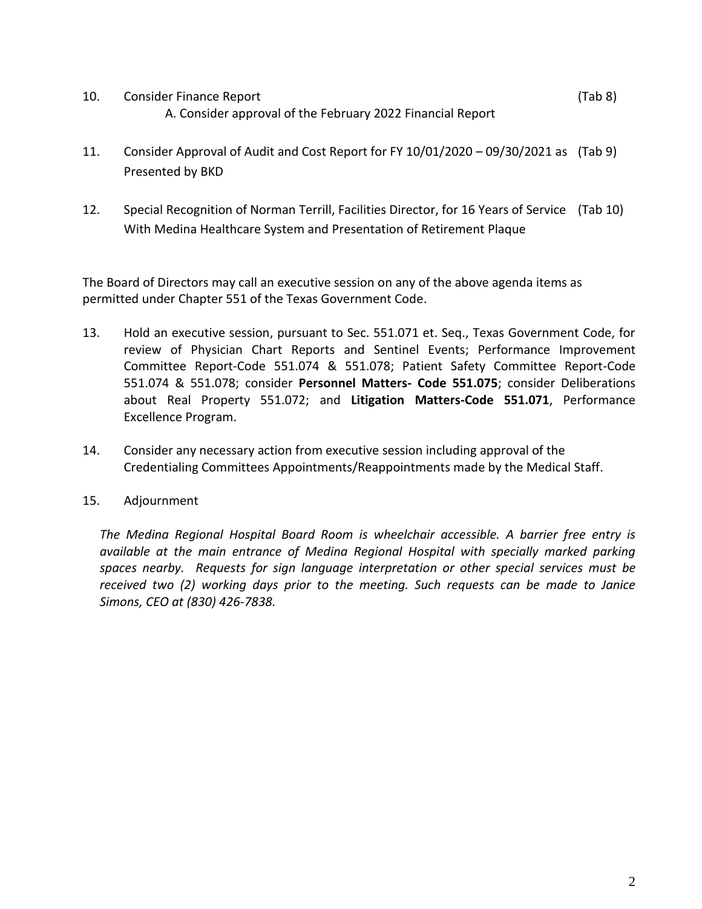10. Consider Finance Report (Tab 8)
    A. Consider approval of the February 2022 Financial Report

11. Consider Approval of Audit and Cost Report for FY 10/01/2020 – 09/30/2021 as Presented by BKD (Tab 9)

12. Special Recognition of Norman Terrill, Facilities Director, for 16 Years of Service With Medina Healthcare System and Presentation of Retirement Plaque (Tab 10)

The Board of Directors may call an executive session on any of the above agenda items as permitted under Chapter 551 of the Texas Government Code.

13. Hold an executive session, pursuant to Sec. 551.071 et. Seq., Texas Government Code, for review of Physician Chart Reports and Sentinel Events; Performance Improvement Committee Report-Code 551.074 & 551.078; Patient Safety Committee Report-Code 551.074 & 551.078; consider **Personnel Matters- Code 551.075**; consider Deliberations about Real Property 551.072; and **Litigation Matters-Code 551.071**, Performance Excellence Program.

14. Consider any necessary action from executive session including approval of the Credentialing Committees Appointments/Reappointments made by the Medical Staff.

15. Adjournment

*The Medina Regional Hospital Board Room is wheelchair accessible. A barrier free entry is available at the main entrance of Medina Regional Hospital with specially marked parking spaces nearby. Requests for sign language interpretation or other special services must be received two (2) working days prior to the meeting. Such requests can be made to Janice Simons, CEO at (830) 426-7838.*